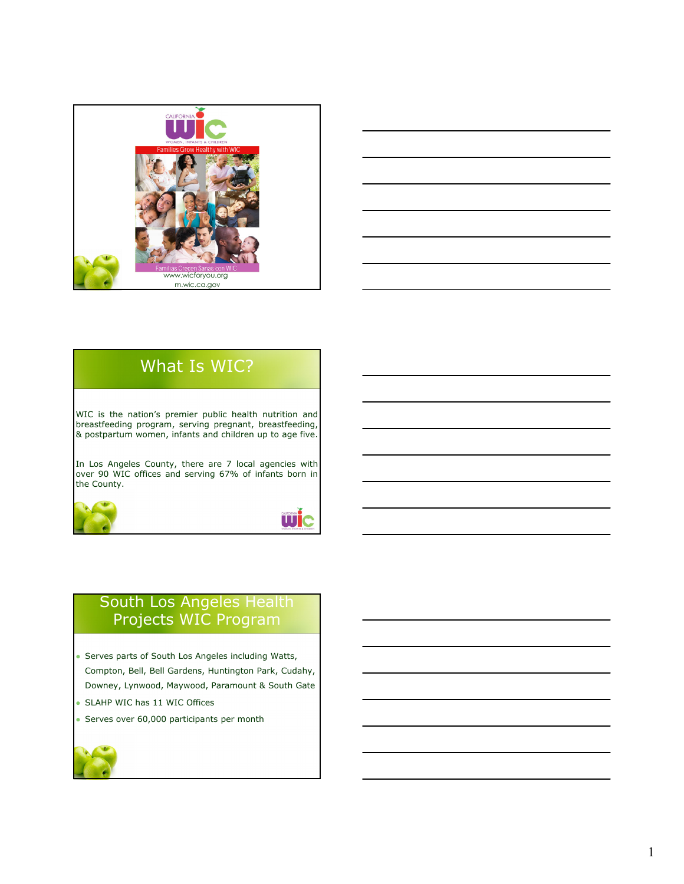CALIFORNIA WIC

WOMEN, INFANTS & CHILDREN

Families Grow Healthy with WIC

Familias Crecen Sanas con WIC

www.wicforyou.org

m.wic.ca.gov

## What Is WIC?

WIC is the nation's premier public health nutrition and breastfeeding program, serving pregnant, breastfeeding, & postpartum women, infants and children up to age five.

In Los Angeles County, there are 7 local agencies with over 90 WIC offices and serving 67% of infants born in the County.

## South Los Angeles Health Projects WIC Program

- Serves parts of South Los Angeles including Watts, Compton, Bell, Bell Gardens, Huntington Park, Cudahy, Downey, Lynwood, Maywood, Paramount & South Gate
- SLAHP WIC has 11 WIC Offices
- Serves over 60,000 participants per month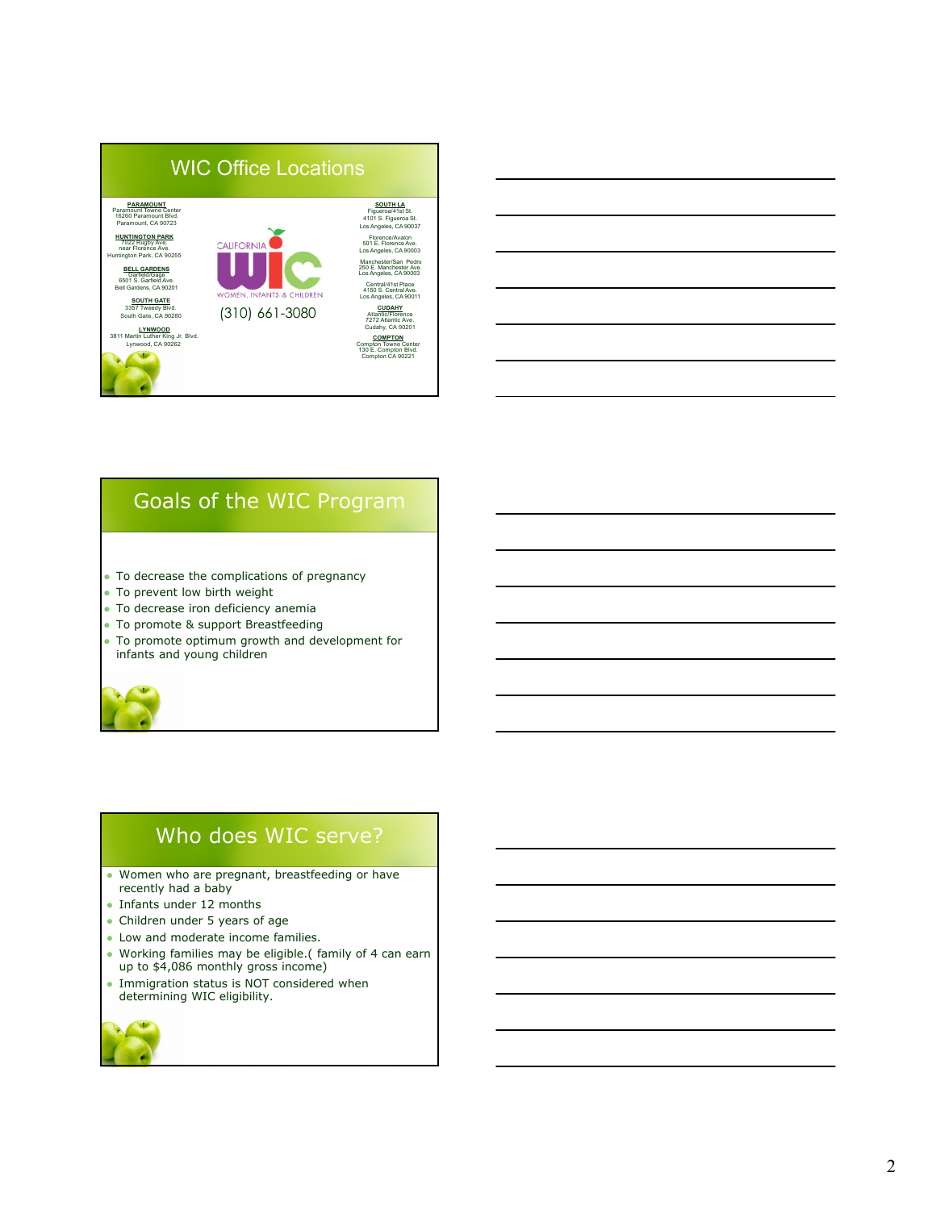## WIC Office Locations

**PARAMOUNT**
Paramount Towne Center
16260 Paramount Blvd.
Paramount, CA 90723

**HUNTINGTON PARK**
7022 Rugby Ave.
near Florence Ave.
Huntington Park, CA 90255

**BELL GARDENS**
Garfield/Gage
6501 S. Garfield Ave.
Bell Gardens, CA 90201

**SOUTH GATE**
3357 Tweedy Blvd.
South Gate, CA 90280

**LYNWOOD**
3811 Martin Luther King Jr. Blvd.
Lynwood, CA 90262

CALIFORNIA WIC
WOMEN, INFANTS & CHILDREN
(310) 661-3080

**SOUTH LA**
Figueroa/41st St.
4101 S. Figueroa St.
Los Angeles, CA 90037

Florence/Avalon
501 E. Florence Ave.
Los Angeles, CA 90003

Manchester/San Pedro
250 E. Manchester Ave.
Los Angeles, CA 90003

Central/41st Place
4150 S. Central Ave.
Los Angeles, CA 90011

**CUDAHY**
Atlantic/Florence
7272 Atlantic Ave.
Cudahy, CA 90201

**COMPTON**
Compton Towne Center
130 E. Compton Blvd.
Compton CA 90221

## Goals of the WIC Program

- To decrease the complications of pregnancy
- To prevent low birth weight
- To decrease iron deficiency anemia
- To promote & support Breastfeeding
- To promote optimum growth and development for infants and young children

## Who does WIC serve?

- Women who are pregnant, breastfeeding or have recently had a baby
- Infants under 12 months
- Children under 5 years of age
- Low and moderate income families.
- Working families may be eligible.( family of 4 can earn up to $4,086 monthly gross income)
- Immigration status is NOT considered when determining WIC eligibility.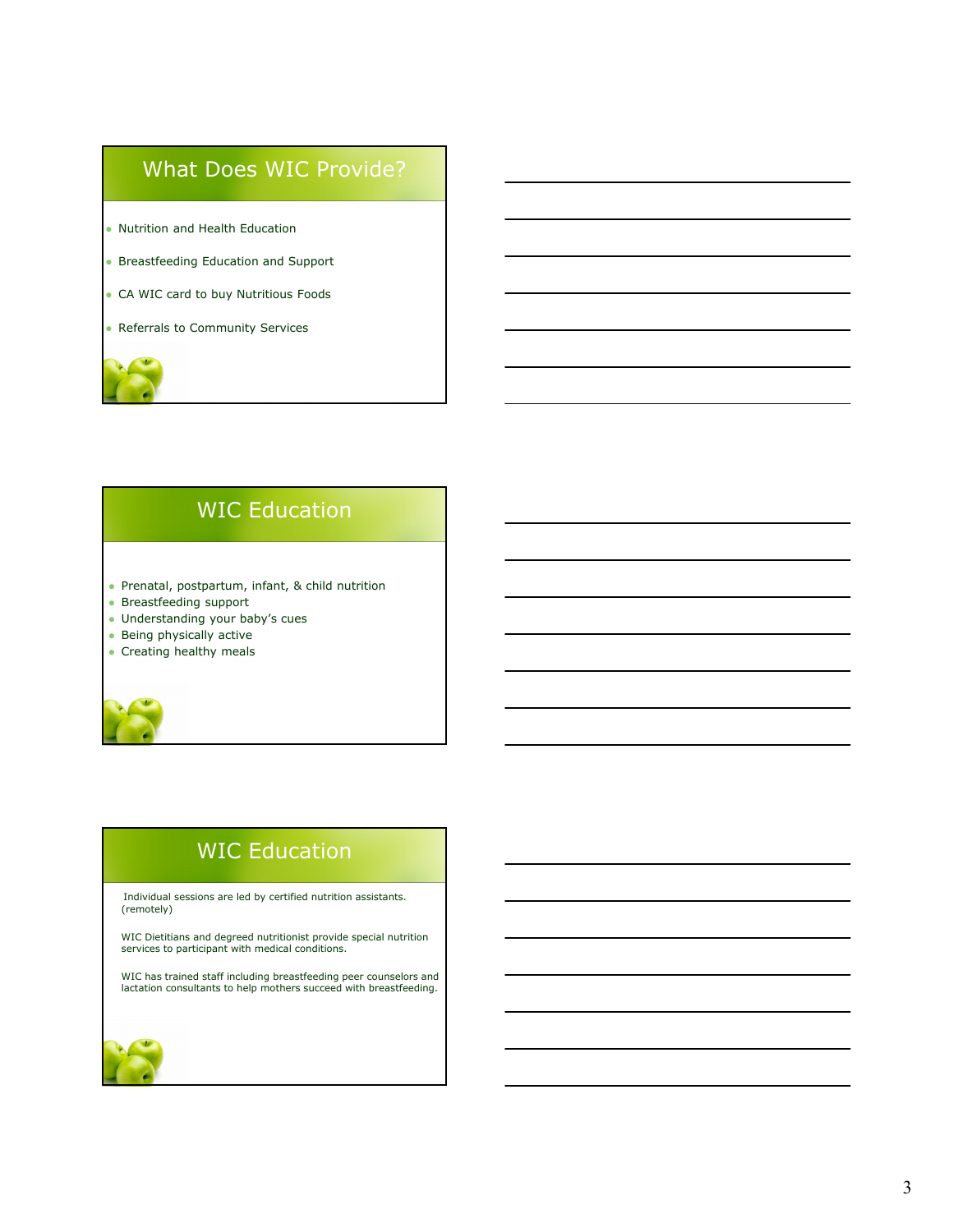## What Does WIC Provide?

- Nutrition and Health Education
- Breastfeeding Education and Support
- CA WIC card to buy Nutritious Foods
- Referrals to Community Services

## WIC Education

- Prenatal, postpartum, infant, & child nutrition
- Breastfeeding support
- Understanding your baby's cues
- Being physically active
- Creating healthy meals

## WIC Education

Individual sessions are led by certified nutrition assistants. (remotely)

WIC Dietitians and degreed nutritionist provide special nutrition services to participant with medical conditions.

WIC has trained staff including breastfeeding peer counselors and lactation consultants to help mothers succeed with breastfeeding.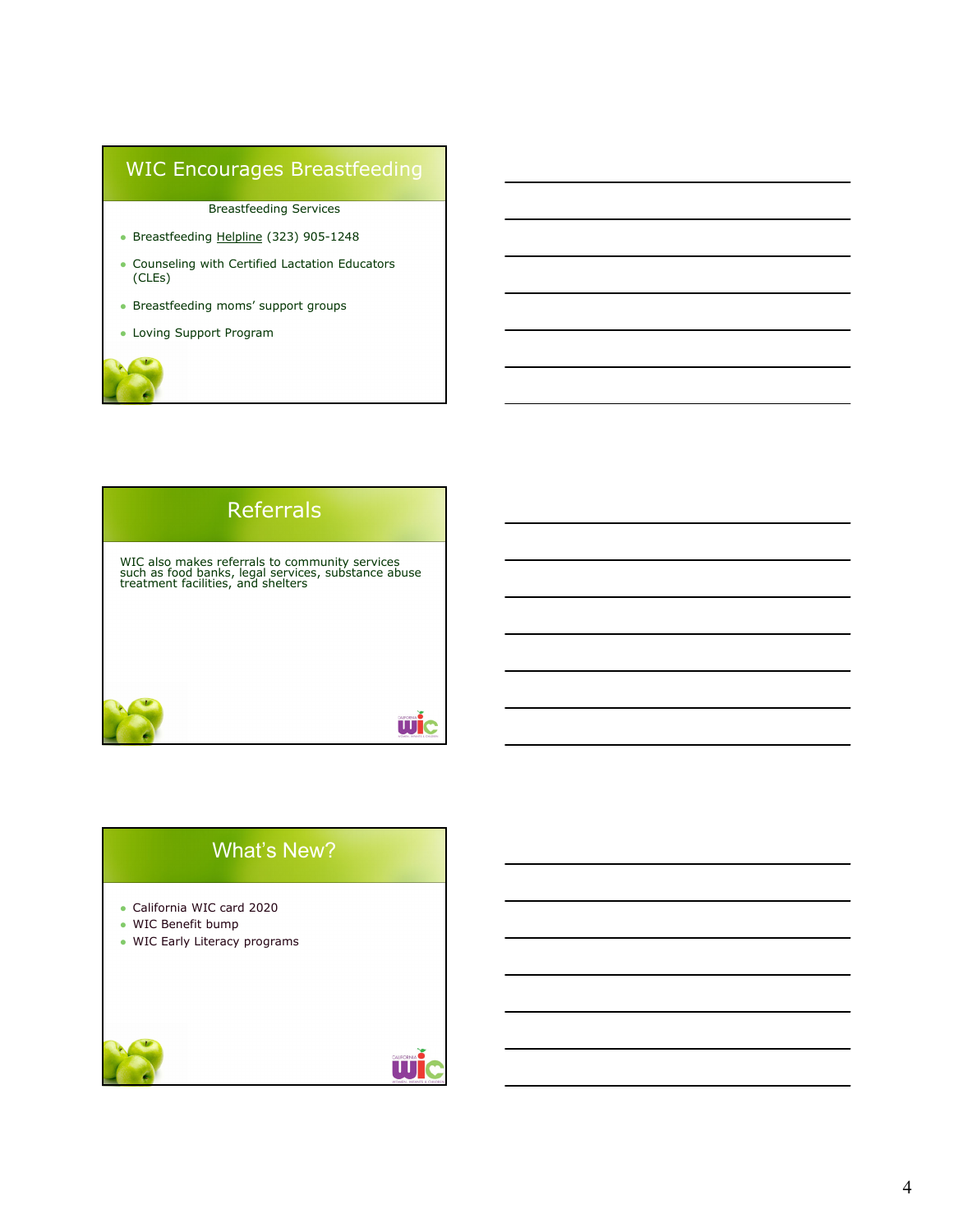## WIC Encourages Breastfeeding

Breastfeeding Services

- Breastfeeding Helpline (323) 905-1248
- Counseling with Certified Lactation Educators (CLEs)
- Breastfeeding moms' support groups
- Loving Support Program

## Referrals

WIC also makes referrals to community services such as food banks, legal services, substance abuse treatment facilities, and shelters

## What's New?

- California WIC card 2020
- WIC Benefit bump
- WIC Early Literacy programs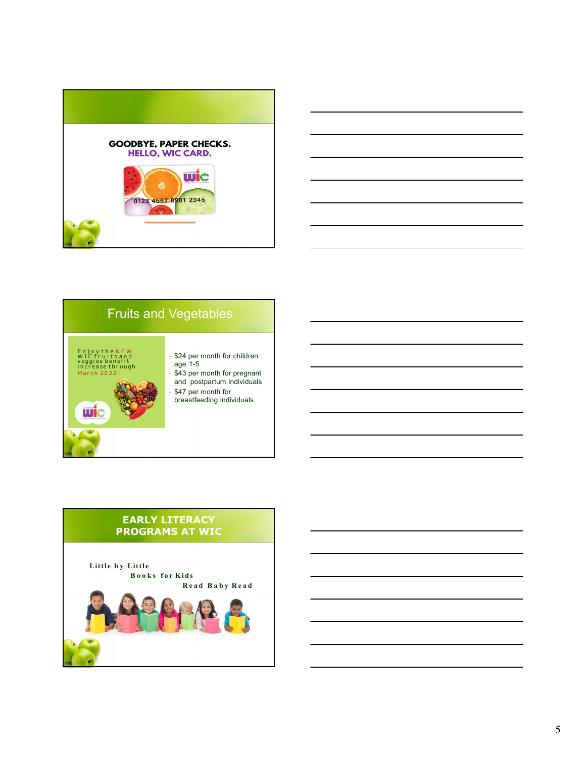**GOODBYE, PAPER CHECKS.**
**HELLO, WIC CARD.**

0123 4567 8901 2345

## Fruits and Vegetables

Enjoy the NEW WIC fruits and veggies benefit increase through March 2022!

- $24 per month for children age 1-5
- $43 per month for pregnant and postpartum individuals
- $47 per month for breastfeeding individuals

## EARLY LITERACY PROGRAMS AT WIC

Little by Little

Books for Kids

Read Baby Read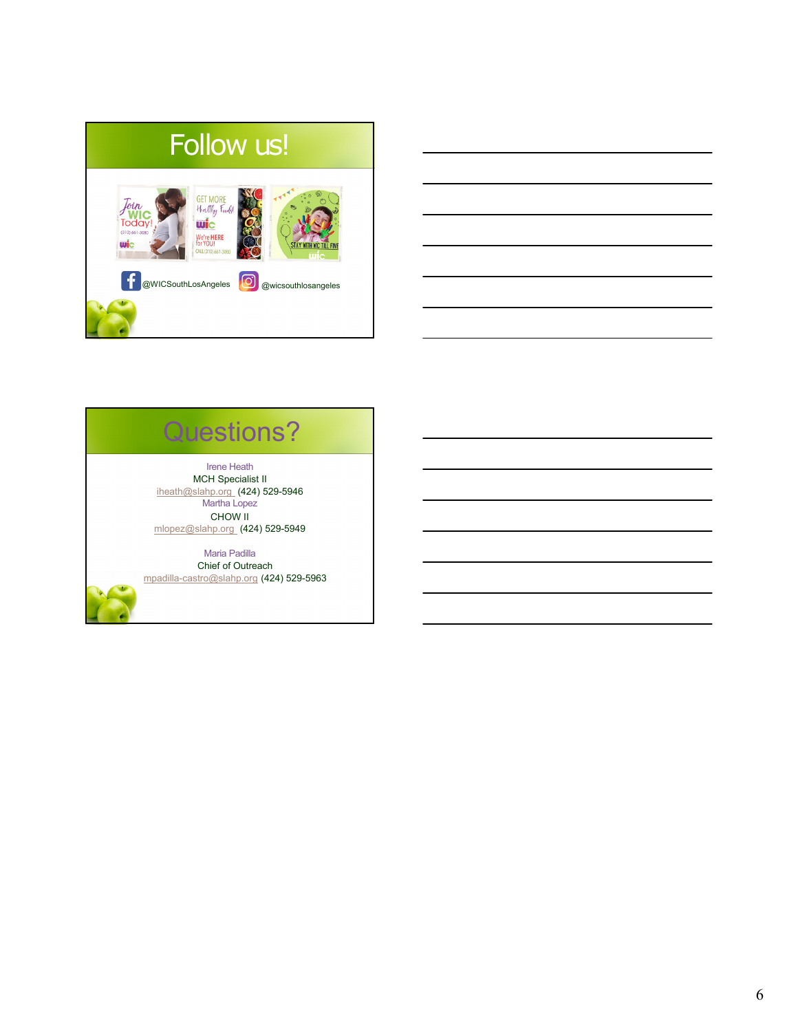# Follow us!

@WICSouthLosAngeles

@wicsouthlosangeles

# Questions?

Irene Heath
MCH Specialist II
iheath@slahp.org (424) 529-5946

Martha Lopez
CHOW II
mlopez@slahp.org (424) 529-5949

Maria Padilla
Chief of Outreach
mpadilla-castro@slahp.org (424) 529-5963